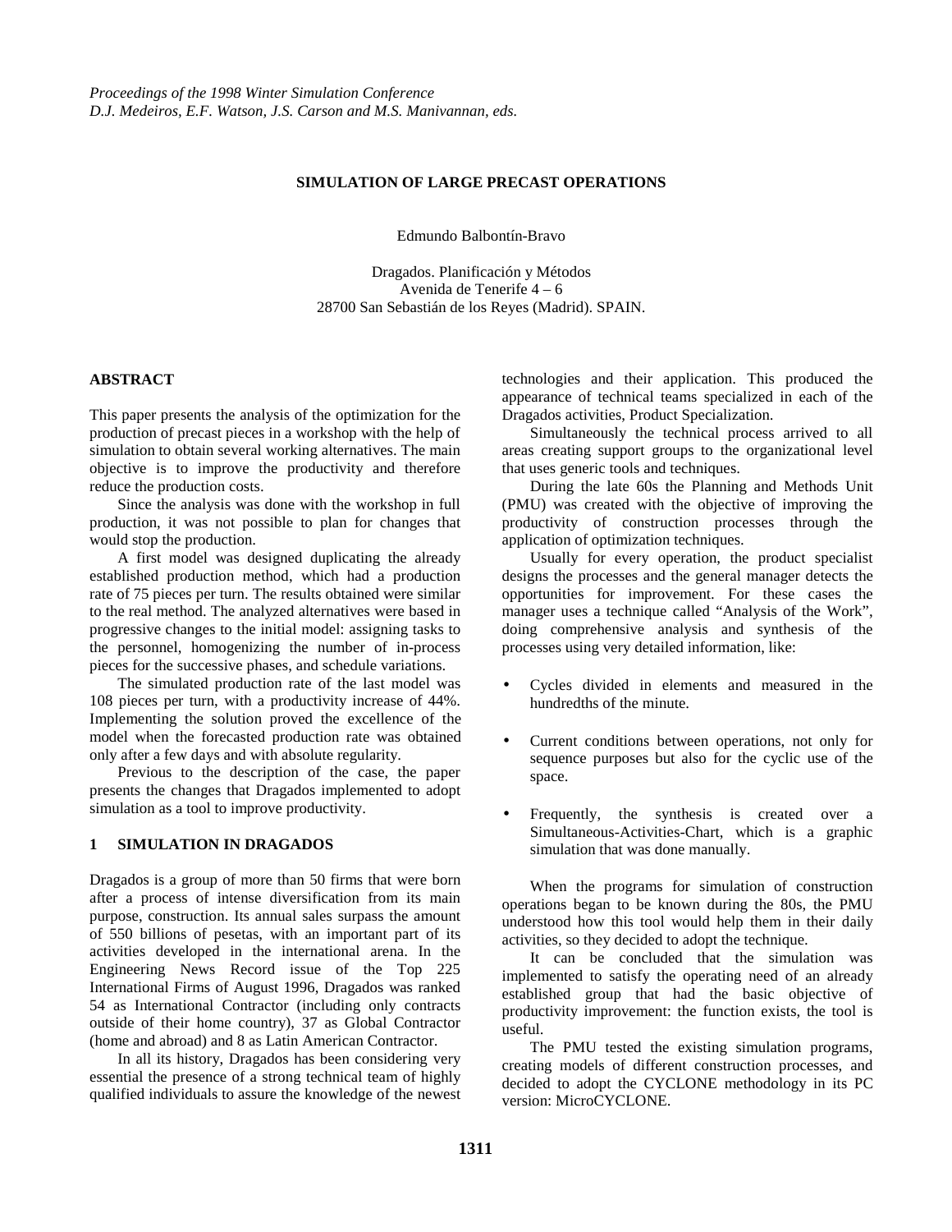*Proceedings of the 1998 Winter Simulation Conference*
*D.J. Medeiros, E.F. Watson, J.S. Carson and M.S. Manivannan, eds.*

# SIMULATION OF LARGE PRECAST OPERATIONS

Edmundo Balbontín-Bravo

Dragados. Planificación y Métodos
Avenida de Tenerife 4 – 6
28700 San Sebastián de los Reyes (Madrid). SPAIN.

## ABSTRACT

This paper presents the analysis of the optimization for the production of precast pieces in a workshop with the help of simulation to obtain several working alternatives. The main objective is to improve the productivity and therefore reduce the production costs.

Since the analysis was done with the workshop in full production, it was not possible to plan for changes that would stop the production.

A first model was designed duplicating the already established production method, which had a production rate of 75 pieces per turn. The results obtained were similar to the real method. The analyzed alternatives were based in progressive changes to the initial model: assigning tasks to the personnel, homogenizing the number of in-process pieces for the successive phases, and schedule variations.

The simulated production rate of the last model was 108 pieces per turn, with a productivity increase of 44%. Implementing the solution proved the excellence of the model when the forecasted production rate was obtained only after a few days and with absolute regularity.

Previous to the description of the case, the paper presents the changes that Dragados implemented to adopt simulation as a tool to improve productivity.

## 1 SIMULATION IN DRAGADOS

Dragados is a group of more than 50 firms that were born after a process of intense diversification from its main purpose, construction. Its annual sales surpass the amount of 550 billions of pesetas, with an important part of its activities developed in the international arena. In the Engineering News Record issue of the Top 225 International Firms of August 1996, Dragados was ranked 54 as International Contractor (including only contracts outside of their home country), 37 as Global Contractor (home and abroad) and 8 as Latin American Contractor.

In all its history, Dragados has been considering very essential the presence of a strong technical team of highly qualified individuals to assure the knowledge of the newest technologies and their application. This produced the appearance of technical teams specialized in each of the Dragados activities, Product Specialization.

Simultaneously the technical process arrived to all areas creating support groups to the organizational level that uses generic tools and techniques.

During the late 60s the Planning and Methods Unit (PMU) was created with the objective of improving the productivity of construction processes through the application of optimization techniques.

Usually for every operation, the product specialist designs the processes and the general manager detects the opportunities for improvement. For these cases the manager uses a technique called "Analysis of the Work", doing comprehensive analysis and synthesis of the processes using very detailed information, like:

- Cycles divided in elements and measured in the hundredths of the minute.
- Current conditions between operations, not only for sequence purposes but also for the cyclic use of the space.
- Frequently, the synthesis is created over a Simultaneous-Activities-Chart, which is a graphic simulation that was done manually.

When the programs for simulation of construction operations began to be known during the 80s, the PMU understood how this tool would help them in their daily activities, so they decided to adopt the technique.

It can be concluded that the simulation was implemented to satisfy the operating need of an already established group that had the basic objective of productivity improvement: the function exists, the tool is useful.

The PMU tested the existing simulation programs, creating models of different construction processes, and decided to adopt the CYCLONE methodology in its PC version: MicroCYCLONE.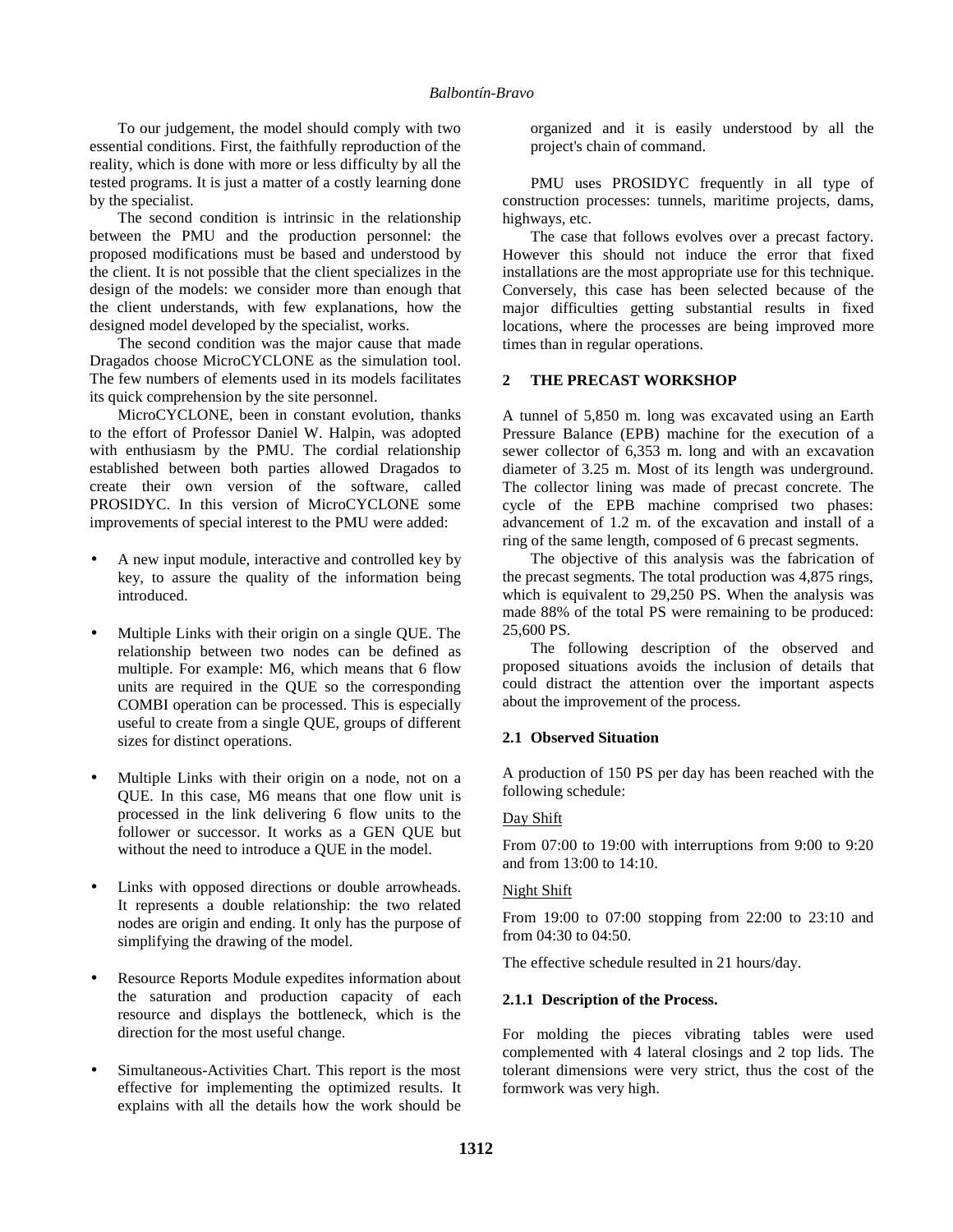To our judgement, the model should comply with two essential conditions. First, the faithfully reproduction of the reality, which is done with more or less difficulty by all the tested programs. It is just a matter of a costly learning done by the specialist.

The second condition is intrinsic in the relationship between the PMU and the production personnel: the proposed modifications must be based and understood by the client. It is not possible that the client specializes in the design of the models: we consider more than enough that the client understands, with few explanations, how the designed model developed by the specialist, works.

The second condition was the major cause that made Dragados choose MicroCYCLONE as the simulation tool. The few numbers of elements used in its models facilitates its quick comprehension by the site personnel.

MicroCYCLONE, been in constant evolution, thanks to the effort of Professor Daniel W. Halpin, was adopted with enthusiasm by the PMU. The cordial relationship established between both parties allowed Dragados to create their own version of the software, called PROSIDYC. In this version of MicroCYCLONE some improvements of special interest to the PMU were added:

- A new input module, interactive and controlled key by key, to assure the quality of the information being introduced.
- Multiple Links with their origin on a single QUE. The relationship between two nodes can be defined as multiple. For example: M6, which means that 6 flow units are required in the QUE so the corresponding COMBI operation can be processed. This is especially useful to create from a single QUE, groups of different sizes for distinct operations.
- Multiple Links with their origin on a node, not on a QUE. In this case, M6 means that one flow unit is processed in the link delivering 6 flow units to the follower or successor. It works as a GEN QUE but without the need to introduce a QUE in the model.
- Links with opposed directions or double arrowheads. It represents a double relationship: the two related nodes are origin and ending. It only has the purpose of simplifying the drawing of the model.
- Resource Reports Module expedites information about the saturation and production capacity of each resource and displays the bottleneck, which is the direction for the most useful change.
- Simultaneous-Activities Chart. This report is the most effective for implementing the optimized results. It explains with all the details how the work should be organized and it is easily understood by all the project's chain of command.

PMU uses PROSIDYC frequently in all type of construction processes: tunnels, maritime projects, dams, highways, etc.

The case that follows evolves over a precast factory. However this should not induce the error that fixed installations are the most appropriate use for this technique. Conversely, this case has been selected because of the major difficulties getting substantial results in fixed locations, where the processes are being improved more times than in regular operations.

## 2 THE PRECAST WORKSHOP

A tunnel of 5,850 m. long was excavated using an Earth Pressure Balance (EPB) machine for the execution of a sewer collector of 6,353 m. long and with an excavation diameter of 3.25 m. Most of its length was underground. The collector lining was made of precast concrete. The cycle of the EPB machine comprised two phases: advancement of 1.2 m. of the excavation and install of a ring of the same length, composed of 6 precast segments.

The objective of this analysis was the fabrication of the precast segments. The total production was 4,875 rings, which is equivalent to 29,250 PS. When the analysis was made 88% of the total PS were remaining to be produced: 25,600 PS.

The following description of the observed and proposed situations avoids the inclusion of details that could distract the attention over the important aspects about the improvement of the process.

### 2.1 Observed Situation

A production of 150 PS per day has been reached with the following schedule:

Day Shift

From 07:00 to 19:00 with interruptions from 9:00 to 9:20 and from 13:00 to 14:10.

Night Shift

From 19:00 to 07:00 stopping from 22:00 to 23:10 and from 04:30 to 04:50.

The effective schedule resulted in 21 hours/day.

#### 2.1.1 Description of the Process.

For molding the pieces vibrating tables were used complemented with 4 lateral closings and 2 top lids. The tolerant dimensions were very strict, thus the cost of the formwork was very high.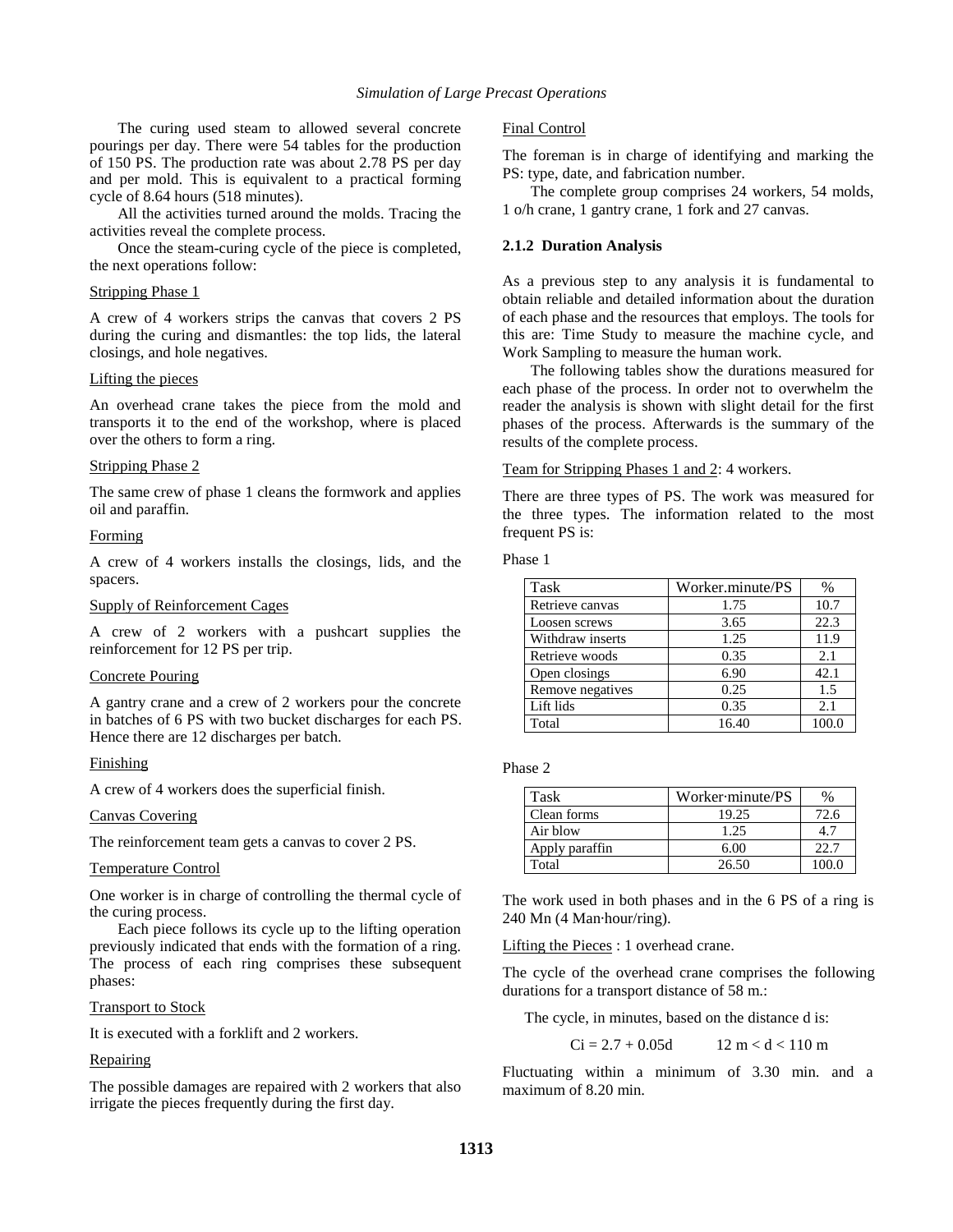The curing used steam to allowed several concrete pourings per day. There were 54 tables for the production of 150 PS. The production rate was about 2.78 PS per day and per mold. This is equivalent to a practical forming cycle of 8.64 hours (518 minutes).

All the activities turned around the molds. Tracing the activities reveal the complete process.

Once the steam-curing cycle of the piece is completed, the next operations follow:

Stripping Phase 1

A crew of 4 workers strips the canvas that covers 2 PS during the curing and dismantles: the top lids, the lateral closings, and hole negatives.

Lifting the pieces

An overhead crane takes the piece from the mold and transports it to the end of the workshop, where is placed over the others to form a ring.

Stripping Phase 2

The same crew of phase 1 cleans the formwork and applies oil and paraffin.

Forming

A crew of 4 workers installs the closings, lids, and the spacers.

Supply of Reinforcement Cages

A crew of 2 workers with a pushcart supplies the reinforcement for 12 PS per trip.

Concrete Pouring

A gantry crane and a crew of 2 workers pour the concrete in batches of 6 PS with two bucket discharges for each PS. Hence there are 12 discharges per batch.

Finishing

A crew of 4 workers does the superficial finish.

Canvas Covering

The reinforcement team gets a canvas to cover 2 PS.

Temperature Control

One worker is in charge of controlling the thermal cycle of the curing process.

Each piece follows its cycle up to the lifting operation previously indicated that ends with the formation of a ring. The process of each ring comprises these subsequent phases:

Transport to Stock

It is executed with a forklift and 2 workers.

Repairing

The possible damages are repaired with 2 workers that also irrigate the pieces frequently during the first day.

Final Control

The foreman is in charge of identifying and marking the PS: type, date, and fabrication number.

The complete group comprises 24 workers, 54 molds, 1 o/h crane, 1 gantry crane, 1 fork and 27 canvas.

### 2.1.2 Duration Analysis

As a previous step to any analysis it is fundamental to obtain reliable and detailed information about the duration of each phase and the resources that employs. The tools for this are: Time Study to measure the machine cycle, and Work Sampling to measure the human work.

The following tables show the durations measured for each phase of the process. In order not to overwhelm the reader the analysis is shown with slight detail for the first phases of the process. Afterwards is the summary of the results of the complete process.

Team for Stripping Phases 1 and 2: 4 workers.

There are three types of PS. The work was measured for the three types. The information related to the most frequent PS is:

Phase 1

| Task | Worker.minute/PS | % |
|---|---|---|
| Retrieve canvas | 1.75 | 10.7 |
| Loosen screws | 3.65 | 22.3 |
| Withdraw inserts | 1.25 | 11.9 |
| Retrieve woods | 0.35 | 2.1 |
| Open closings | 6.90 | 42.1 |
| Remove negatives | 0.25 | 1.5 |
| Lift lids | 0.35 | 2.1 |
| Total | 16.40 | 100.0 |

Phase 2

| Task | Worker·minute/PS | % |
|---|---|---|
| Clean forms | 19.25 | 72.6 |
| Air blow | 1.25 | 4.7 |
| Apply paraffin | 6.00 | 22.7 |
| Total | 26.50 | 100.0 |

The work used in both phases and in the 6 PS of a ring is 240 Mn (4 Man·hour/ring).

Lifting the Pieces : 1 overhead crane.

The cycle of the overhead crane comprises the following durations for a transport distance of 58 m.:

The cycle, in minutes, based on the distance d is:

$$Ci = 2.7 + 0.05d \qquad 12 \text{ m} < d < 110 \text{ m}$$

Fluctuating within a minimum of 3.30 min. and a maximum of 8.20 min.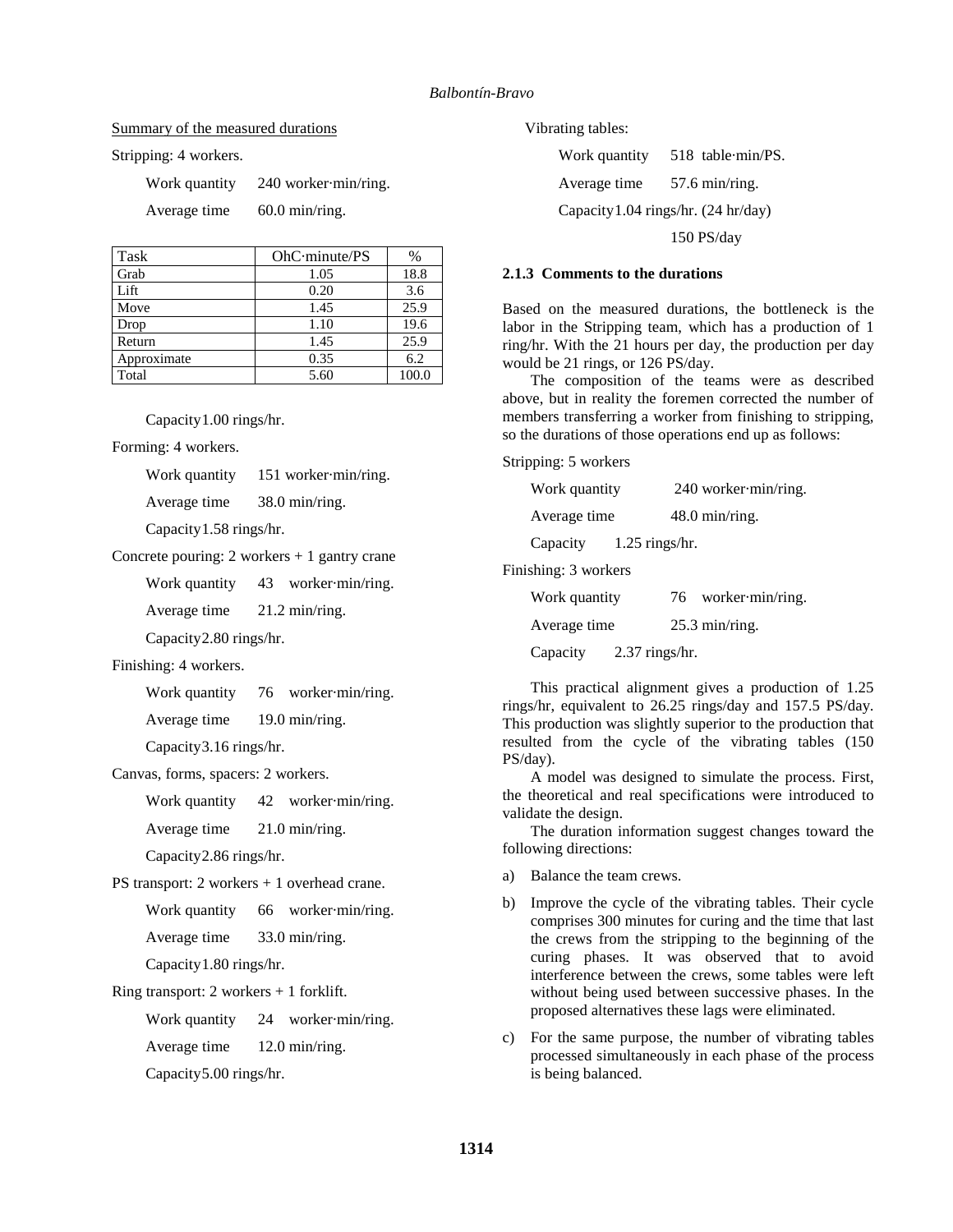Summary of the measured durations

Stripping: 4 workers.

Work quantity 240 worker·min/ring.

Average time 60.0 min/ring.

| Task | OhC·minute/PS | % |
|---|---|---|
| Grab | 1.05 | 18.8 |
| Lift | 0.20 | 3.6 |
| Move | 1.45 | 25.9 |
| Drop | 1.10 | 19.6 |
| Return | 1.45 | 25.9 |
| Approximate | 0.35 | 6.2 |
| Total | 5.60 | 100.0 |

Capacity 1.00 rings/hr.

Forming: 4 workers.

Work quantity 151 worker·min/ring.

Average time 38.0 min/ring.

Capacity 1.58 rings/hr.

Concrete pouring: 2 workers + 1 gantry crane

Work quantity 43 worker·min/ring.

Average time 21.2 min/ring.

Capacity 2.80 rings/hr.

Finishing: 4 workers.

Work quantity 76 worker·min/ring.

Average time 19.0 min/ring.

Capacity 3.16 rings/hr.

Canvas, forms, spacers: 2 workers.

Work quantity 42 worker·min/ring.

Average time 21.0 min/ring.

Capacity 2.86 rings/hr.

PS transport: 2 workers + 1 overhead crane.

Work quantity 66 worker·min/ring.

Average time 33.0 min/ring.

Capacity 1.80 rings/hr.

Ring transport: 2 workers + 1 forklift.

Work quantity 24 worker·min/ring.

Average time 12.0 min/ring.

Capacity 5.00 rings/hr.

Vibrating tables:

Work quantity 518 table·min/PS.

Average time 57.6 min/ring.

Capacity 1.04 rings/hr. (24 hr/day)

150 PS/day

### 2.1.3 Comments to the durations

Based on the measured durations, the bottleneck is the labor in the Stripping team, which has a production of 1 ring/hr. With the 21 hours per day, the production per day would be 21 rings, or 126 PS/day.

The composition of the teams were as described above, but in reality the foremen corrected the number of members transferring a worker from finishing to stripping, so the durations of those operations end up as follows:

Stripping: 5 workers

Work quantity 240 worker·min/ring.

Average time 48.0 min/ring.

Capacity 1.25 rings/hr.

Finishing: 3 workers

Work quantity 76 worker·min/ring.

Average time 25.3 min/ring.

Capacity 2.37 rings/hr.

This practical alignment gives a production of 1.25 rings/hr, equivalent to 26.25 rings/day and 157.5 PS/day. This production was slightly superior to the production that resulted from the cycle of the vibrating tables (150 PS/day).

A model was designed to simulate the process. First, the theoretical and real specifications were introduced to validate the design.

The duration information suggest changes toward the following directions:

a) Balance the team crews.

b) Improve the cycle of the vibrating tables. Their cycle comprises 300 minutes for curing and the time that last the crews from the stripping to the beginning of the curing phases. It was observed that to avoid interference between the crews, some tables were left without being used between successive phases. In the proposed alternatives these lags were eliminated.

c) For the same purpose, the number of vibrating tables processed simultaneously in each phase of the process is being balanced.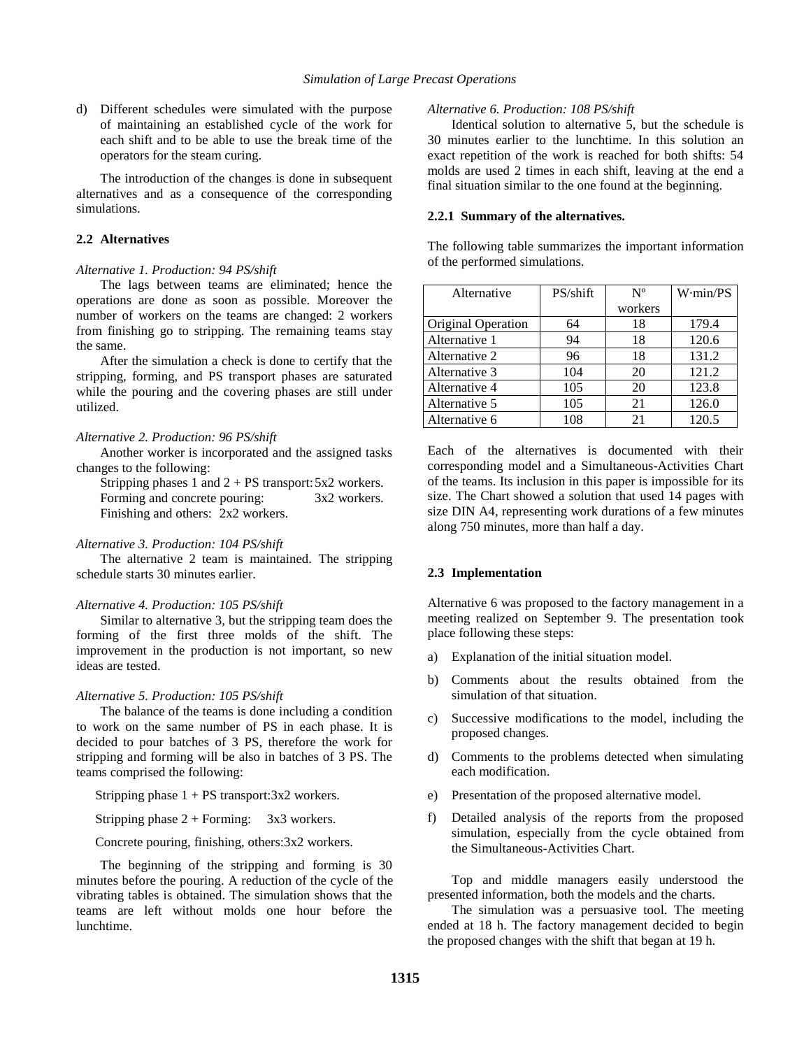d) Different schedules were simulated with the purpose of maintaining an established cycle of the work for each shift and to be able to use the break time of the operators for the steam curing.

The introduction of the changes is done in subsequent alternatives and as a consequence of the corresponding simulations.

### 2.2 Alternatives

*Alternative 1. Production: 94 PS/shift*

The lags between teams are eliminated; hence the operations are done as soon as possible. Moreover the number of workers on the teams are changed: 2 workers from finishing go to stripping. The remaining teams stay the same.

After the simulation a check is done to certify that the stripping, forming, and PS transport phases are saturated while the pouring and the covering phases are still under utilized.

*Alternative 2. Production: 96 PS/shift*

Another worker is incorporated and the assigned tasks changes to the following:

Stripping phases 1 and 2 + PS transport: 5x2 workers.
Forming and concrete pouring: 3x2 workers.
Finishing and others: 2x2 workers.

*Alternative 3. Production: 104 PS/shift*

The alternative 2 team is maintained. The stripping schedule starts 30 minutes earlier.

*Alternative 4. Production: 105 PS/shift*

Similar to alternative 3, but the stripping team does the forming of the first three molds of the shift. The improvement in the production is not important, so new ideas are tested.

*Alternative 5. Production: 105 PS/shift*

The balance of the teams is done including a condition to work on the same number of PS in each phase. It is decided to pour batches of 3 PS, therefore the work for stripping and forming will be also in batches of 3 PS. The teams comprised the following:

Stripping phase 1 + PS transport: 3x2 workers.

Stripping phase 2 + Forming: 3x3 workers.

Concrete pouring, finishing, others: 3x2 workers.

The beginning of the stripping and forming is 30 minutes before the pouring. A reduction of the cycle of the vibrating tables is obtained. The simulation shows that the teams are left without molds one hour before the lunchtime.

*Alternative 6. Production: 108 PS/shift*

Identical solution to alternative 5, but the schedule is 30 minutes earlier to the lunchtime. In this solution an exact repetition of the work is reached for both shifts: 54 molds are used 2 times in each shift, leaving at the end a final situation similar to the one found at the beginning.

#### 2.2.1 Summary of the alternatives.

The following table summarizes the important information of the performed simulations.

| Alternative | PS/shift | Nº workers | W·min/PS |
|---|---|---|---|
| Original Operation | 64 | 18 | 179.4 |
| Alternative 1 | 94 | 18 | 120.6 |
| Alternative 2 | 96 | 18 | 131.2 |
| Alternative 3 | 104 | 20 | 121.2 |
| Alternative 4 | 105 | 20 | 123.8 |
| Alternative 5 | 105 | 21 | 126.0 |
| Alternative 6 | 108 | 21 | 120.5 |

Each of the alternatives is documented with their corresponding model and a Simultaneous-Activities Chart of the teams. Its inclusion in this paper is impossible for its size. The Chart showed a solution that used 14 pages with size DIN A4, representing work durations of a few minutes along 750 minutes, more than half a day.

### 2.3 Implementation

Alternative 6 was proposed to the factory management in a meeting realized on September 9. The presentation took place following these steps:

a) Explanation of the initial situation model.

b) Comments about the results obtained from the simulation of that situation.

c) Successive modifications to the model, including the proposed changes.

d) Comments to the problems detected when simulating each modification.

e) Presentation of the proposed alternative model.

f) Detailed analysis of the reports from the proposed simulation, especially from the cycle obtained from the Simultaneous-Activities Chart.

Top and middle managers easily understood the presented information, both the models and the charts.

The simulation was a persuasive tool. The meeting ended at 18 h. The factory management decided to begin the proposed changes with the shift that began at 19 h.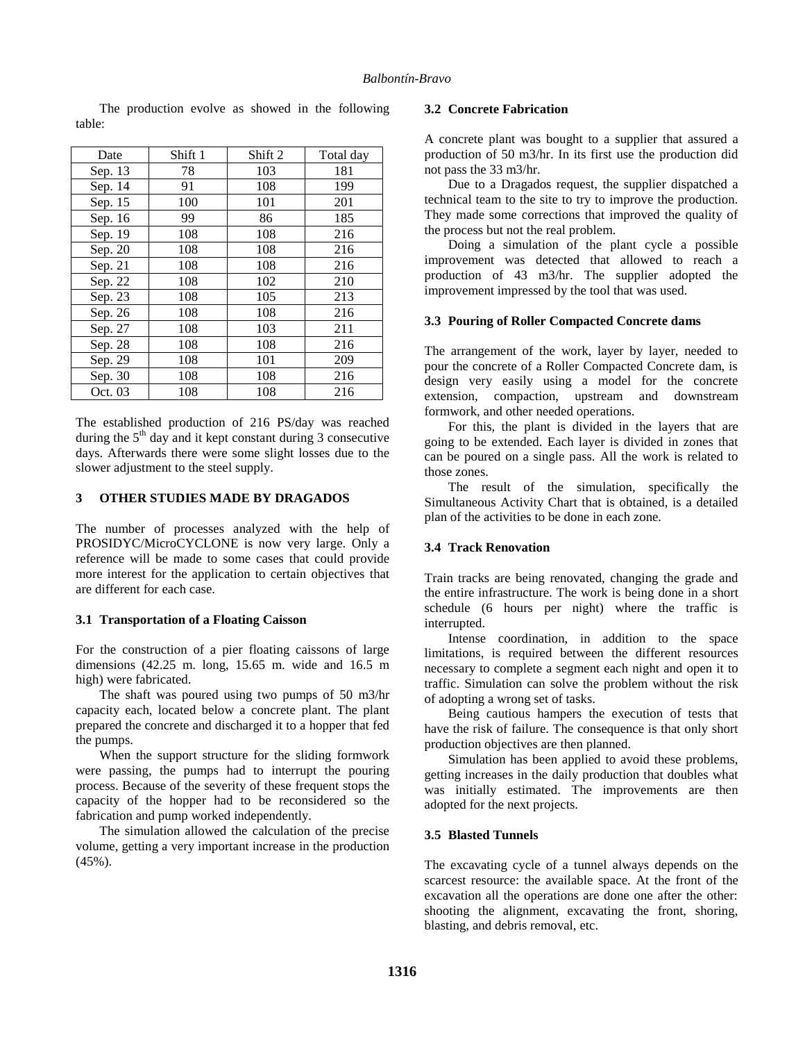The production evolve as showed in the following table:

| Date | Shift 1 | Shift 2 | Total day |
|---|---|---|---|
| Sep. 13 | 78 | 103 | 181 |
| Sep. 14 | 91 | 108 | 199 |
| Sep. 15 | 100 | 101 | 201 |
| Sep. 16 | 99 | 86 | 185 |
| Sep. 19 | 108 | 108 | 216 |
| Sep. 20 | 108 | 108 | 216 |
| Sep. 21 | 108 | 108 | 216 |
| Sep. 22 | 108 | 102 | 210 |
| Sep. 23 | 108 | 105 | 213 |
| Sep. 26 | 108 | 108 | 216 |
| Sep. 27 | 108 | 103 | 211 |
| Sep. 28 | 108 | 108 | 216 |
| Sep. 29 | 108 | 101 | 209 |
| Sep. 30 | 108 | 108 | 216 |
| Oct. 03 | 108 | 108 | 216 |

The established production of 216 PS/day was reached during the 5th day and it kept constant during 3 consecutive days. Afterwards there were some slight losses due to the slower adjustment to the steel supply.

## 3 OTHER STUDIES MADE BY DRAGADOS

The number of processes analyzed with the help of PROSIDYC/MicroCYCLONE is now very large. Only a reference will be made to some cases that could provide more interest for the application to certain objectives that are different for each case.

### 3.1 Transportation of a Floating Caisson

For the construction of a pier floating caissons of large dimensions (42.25 m. long, 15.65 m. wide and 16.5 m high) were fabricated.

The shaft was poured using two pumps of 50 m3/hr capacity each, located below a concrete plant. The plant prepared the concrete and discharged it to a hopper that fed the pumps.

When the support structure for the sliding formwork were passing, the pumps had to interrupt the pouring process. Because of the severity of these frequent stops the capacity of the hopper had to be reconsidered so the fabrication and pump worked independently.

The simulation allowed the calculation of the precise volume, getting a very important increase in the production (45%).

### 3.2 Concrete Fabrication

A concrete plant was bought to a supplier that assured a production of 50 m3/hr. In its first use the production did not pass the 33 m3/hr.

Due to a Dragados request, the supplier dispatched a technical team to the site to try to improve the production. They made some corrections that improved the quality of the process but not the real problem.

Doing a simulation of the plant cycle a possible improvement was detected that allowed to reach a production of 43 m3/hr. The supplier adopted the improvement impressed by the tool that was used.

### 3.3 Pouring of Roller Compacted Concrete dams

The arrangement of the work, layer by layer, needed to pour the concrete of a Roller Compacted Concrete dam, is design very easily using a model for the concrete extension, compaction, upstream and downstream formwork, and other needed operations.

For this, the plant is divided in the layers that are going to be extended. Each layer is divided in zones that can be poured on a single pass. All the work is related to those zones.

The result of the simulation, specifically the Simultaneous Activity Chart that is obtained, is a detailed plan of the activities to be done in each zone.

### 3.4 Track Renovation

Train tracks are being renovated, changing the grade and the entire infrastructure. The work is being done in a short schedule (6 hours per night) where the traffic is interrupted.

Intense coordination, in addition to the space limitations, is required between the different resources necessary to complete a segment each night and open it to traffic. Simulation can solve the problem without the risk of adopting a wrong set of tasks.

Being cautious hampers the execution of tests that have the risk of failure. The consequence is that only short production objectives are then planned.

Simulation has been applied to avoid these problems, getting increases in the daily production that doubles what was initially estimated. The improvements are then adopted for the next projects.

### 3.5 Blasted Tunnels

The excavating cycle of a tunnel always depends on the scarcest resource: the available space. At the front of the excavation all the operations are done one after the other: shooting the alignment, excavating the front, shoring, blasting, and debris removal, etc.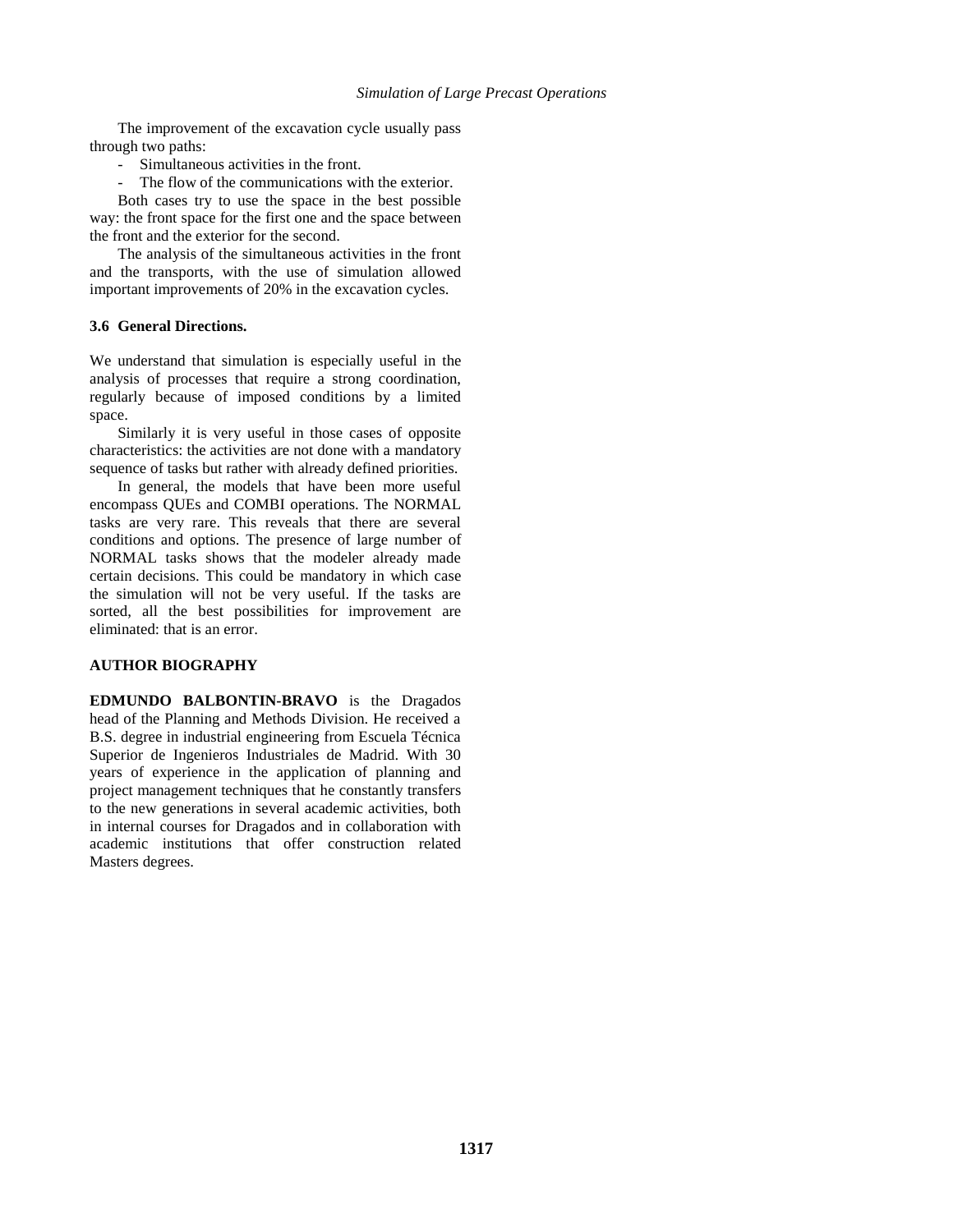The improvement of the excavation cycle usually pass through two paths:

- Simultaneous activities in the front.
- The flow of the communications with the exterior.

Both cases try to use the space in the best possible way: the front space for the first one and the space between the front and the exterior for the second.

The analysis of the simultaneous activities in the front and the transports, with the use of simulation allowed important improvements of 20% in the excavation cycles.

### 3.6 General Directions.

We understand that simulation is especially useful in the analysis of processes that require a strong coordination, regularly because of imposed conditions by a limited space.

Similarly it is very useful in those cases of opposite characteristics: the activities are not done with a mandatory sequence of tasks but rather with already defined priorities.

In general, the models that have been more useful encompass QUEs and COMBI operations. The NORMAL tasks are very rare. This reveals that there are several conditions and options. The presence of large number of NORMAL tasks shows that the modeler already made certain decisions. This could be mandatory in which case the simulation will not be very useful. If the tasks are sorted, all the best possibilities for improvement are eliminated: that is an error.

## AUTHOR BIOGRAPHY

**EDMUNDO BALBONTIN-BRAVO** is the Dragados head of the Planning and Methods Division. He received a B.S. degree in industrial engineering from Escuela Técnica Superior de Ingenieros Industriales de Madrid. With 30 years of experience in the application of planning and project management techniques that he constantly transfers to the new generations in several academic activities, both in internal courses for Dragados and in collaboration with academic institutions that offer construction related Masters degrees.